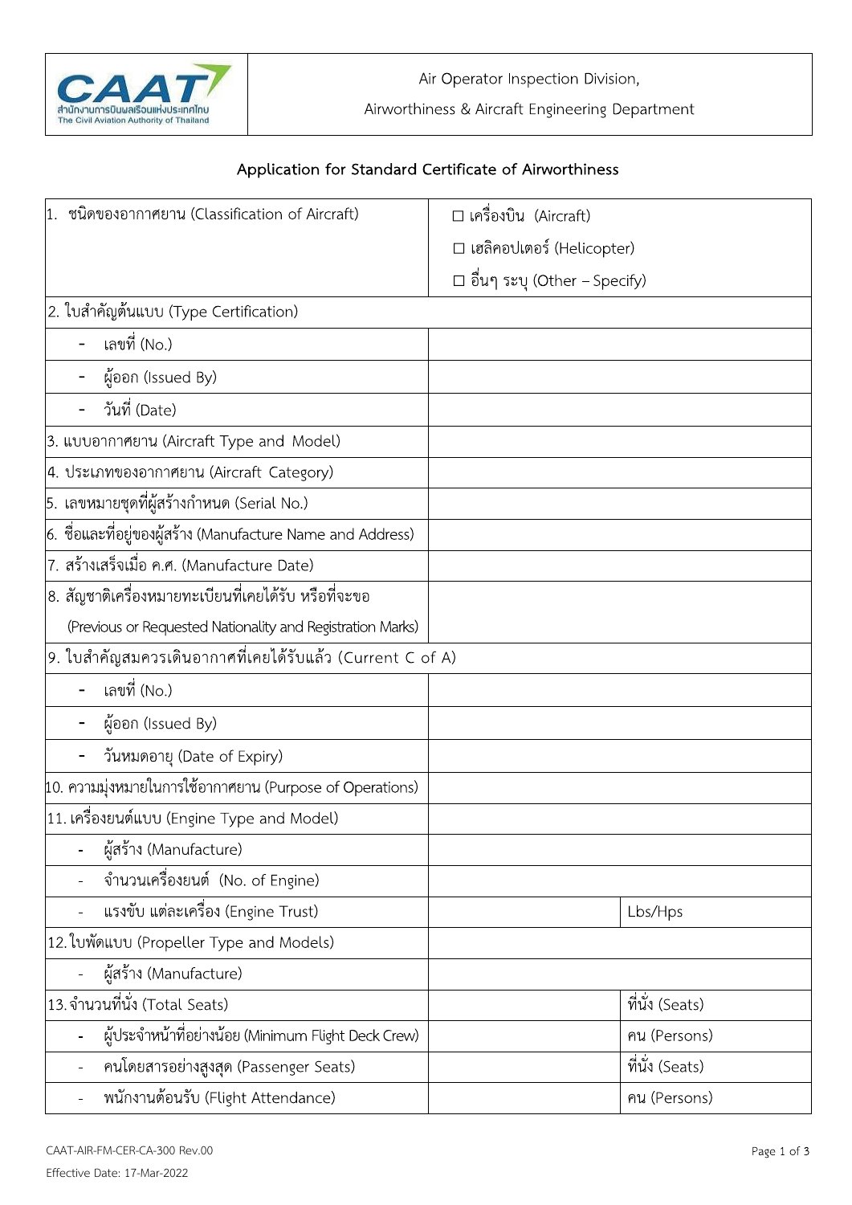| | |
|---|---|
| CAAT สำนักงานการบินพลเรือนแห่งประเทศไทย The Civil Aviation Authority of Thailand | Air Operator Inspection Division, Airworthiness & Aircraft Engineering Department |

## Application for Standard Certificate of Airworthiness

| | | |
|---|---|---|
| 1. ชนิดของอากาศยาน (Classification of Aircraft) | ☐ เครื่องบิน (Aircraft)<br>☐ เฮลิคอปเตอร์ (Helicopter)<br>☐ อื่นๆ ระบุ (Other – Specify) | |
| 2. ใบสำคัญต้นแบบ (Type Certification) | | |
| - เลขที่ (No.) | | |
| - ผู้ออก (Issued By) | | |
| - วันที่ (Date) | | |
| 3. แบบอากาศยาน (Aircraft Type and Model) | | |
| 4. ประเภทของอากาศยาน (Aircraft Category) | | |
| 5. เลขหมายชุดที่ผู้สร้างกำหนด (Serial No.) | | |
| 6. ชื่อและที่อยู่ของผู้สร้าง (Manufacture Name and Address) | | |
| 7. สร้างเสร็จเมื่อ ค.ศ. (Manufacture Date) | | |
| 8. สัญชาติเครื่องหมายทะเบียนที่เคยได้รับ หรือที่จะขอ (Previous or Requested Nationality and Registration Marks) | | |
| 9. ใบสำคัญสมควรเดินอากาศที่เคยได้รับแล้ว (Current C of A) | | |
| - เลขที่ (No.) | | |
| - ผู้ออก (Issued By) | | |
| - วันหมดอายุ (Date of Expiry) | | |
| 10. ความมุ่งหมายในการใช้อากาศยาน (Purpose of Operations) | | |
| 11. เครื่องยนต์แบบ (Engine Type and Model) | | |
| - ผู้สร้าง (Manufacture) | | |
| - จำนวนเครื่องยนต์ (No. of Engine) | | |
| - แรงขับ แต่ละเครื่อง (Engine Trust) | | Lbs/Hps |
| 12. ใบพัดแบบ (Propeller Type and Models) | | |
| - ผู้สร้าง (Manufacture) | | |
| 13. จำนวนที่นั่ง (Total Seats) | | ที่นั่ง (Seats) |
| - ผู้ประจำหน้าที่อย่างน้อย (Minimum Flight Deck Crew) | | คน (Persons) |
| - คนโดยสารอย่างสูงสุด (Passenger Seats) | | ที่นั่ง (Seats) |
| - พนักงานต้อนรับ (Flight Attendance) | | คน (Persons) |

CAAT-AIR-FM-CER-CA-300 Rev.00

Effective Date: 17-Mar-2022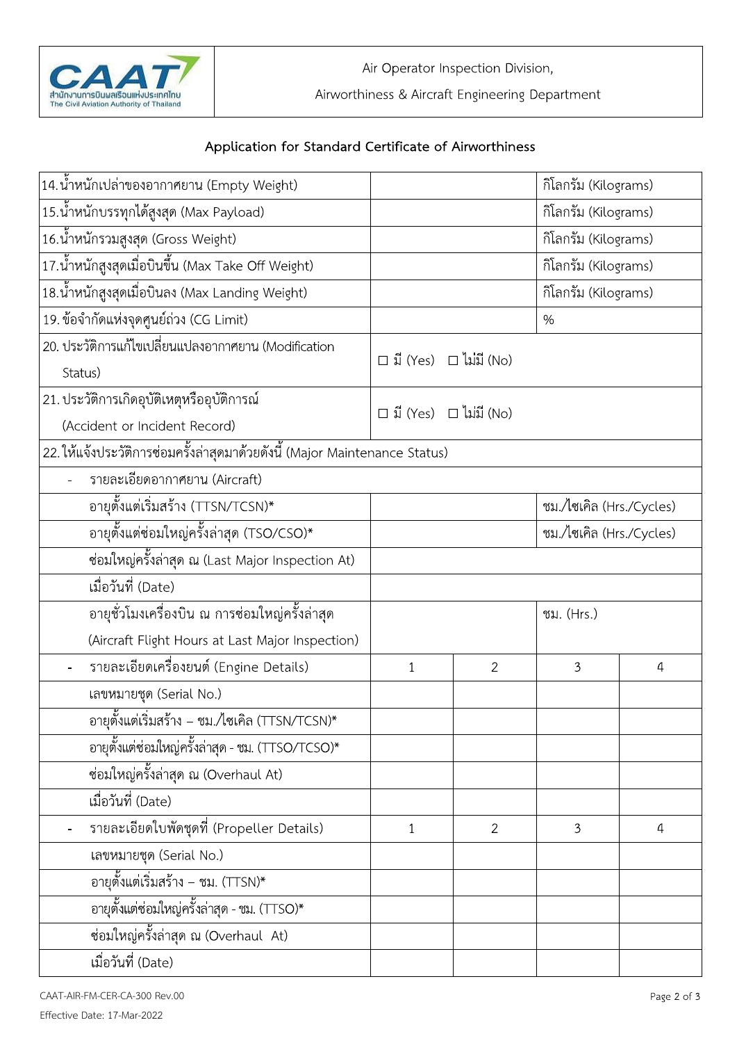Air Operator Inspection Division,

Airworthiness & Aircraft Engineering Department

## Application for Standard Certificate of Airworthiness

| | | | | |
|---|---|---|---|---|
| 14.น้ำหนักเปล่าของอากาศยาน (Empty Weight) | | | กิโลกรัม (Kilograms) | |
| 15.น้ำหนักบรรทุกได้สูงสุด (Max Payload) | | | กิโลกรัม (Kilograms) | |
| 16.น้ำหนักรวมสูงสุด (Gross Weight) | | | กิโลกรัม (Kilograms) | |
| 17.น้ำหนักสูงสุดเมื่อบินขึ้น (Max Take Off Weight) | | | กิโลกรัม (Kilograms) | |
| 18.น้ำหนักสูงสุดเมื่อบินลง (Max Landing Weight) | | | กิโลกรัม (Kilograms) | |
| 19. ข้อจำกัดแห่งจุดศูนย์ถ่วง (CG Limit) | | | % | |
| 20. ประวัติการแก้ไขเปลี่ยนแปลงอากาศยาน (Modification Status) | ☐ มี (Yes) ☐ ไม่มี (No) | | | |
| 21. ประวัติการเกิดอุบัติเหตุหรืออุบัติการณ์ (Accident or Incident Record) | ☐ มี (Yes) ☐ ไม่มี (No) | | | |
| 22. ให้แจ้งประวัติการซ่อมครั้งล่าสุดมาด้วยดังนี้ (Major Maintenance Status) | | | | |
| - รายละเอียดอากาศยาน (Aircraft) | | | | |
| อายุตั้งแต่เริ่มสร้าง (TTSN/TCSN)* | | | ชม./ไซเคิล (Hrs./Cycles) | |
| อายุตั้งแต่ซ่อมใหญ่ครั้งล่าสุด (TSO/CSO)* | | | ชม./ไซเคิล (Hrs./Cycles) | |
| ซ่อมใหญ่ครั้งล่าสุด ณ (Last Major Inspection At) | | | | |
| เมื่อวันที่ (Date) | | | | |
| อายุชั่วโมงเครื่องบิน ณ การซ่อมใหญ่ครั้งล่าสุด (Aircraft Flight Hours at Last Major Inspection) | | | ชม. (Hrs.) | |
| - รายละเอียดเครื่องยนต์ (Engine Details) | 1 | 2 | 3 | 4 |
| เลขหมายชุด (Serial No.) | | | | |
| อายุตั้งแต่เริ่มสร้าง – ชม./ไซเคิล (TTSN/TCSN)* | | | | |
| อายุตั้งแต่ซ่อมใหญ่ครั้งล่าสุด - ชม. (TTSO/TCSO)* | | | | |
| ซ่อมใหญ่ครั้งล่าสุด ณ (Overhaul At) | | | | |
| เมื่อวันที่ (Date) | | | | |
| - รายละเอียดใบพัดชุดที่ (Propeller Details) | 1 | 2 | 3 | 4 |
| เลขหมายชุด (Serial No.) | | | | |
| อายุตั้งแต่เริ่มสร้าง – ชม. (TTSN)* | | | | |
| อายุตั้งแต่ซ่อมใหญ่ครั้งล่าสุด - ชม. (TTSO)* | | | | |
| ซ่อมใหญ่ครั้งล่าสุด ณ (Overhaul At) | | | | |
| เมื่อวันที่ (Date) | | | | |

CAAT-AIR-FM-CER-CA-300 Rev.00

Effective Date: 17-Mar-2022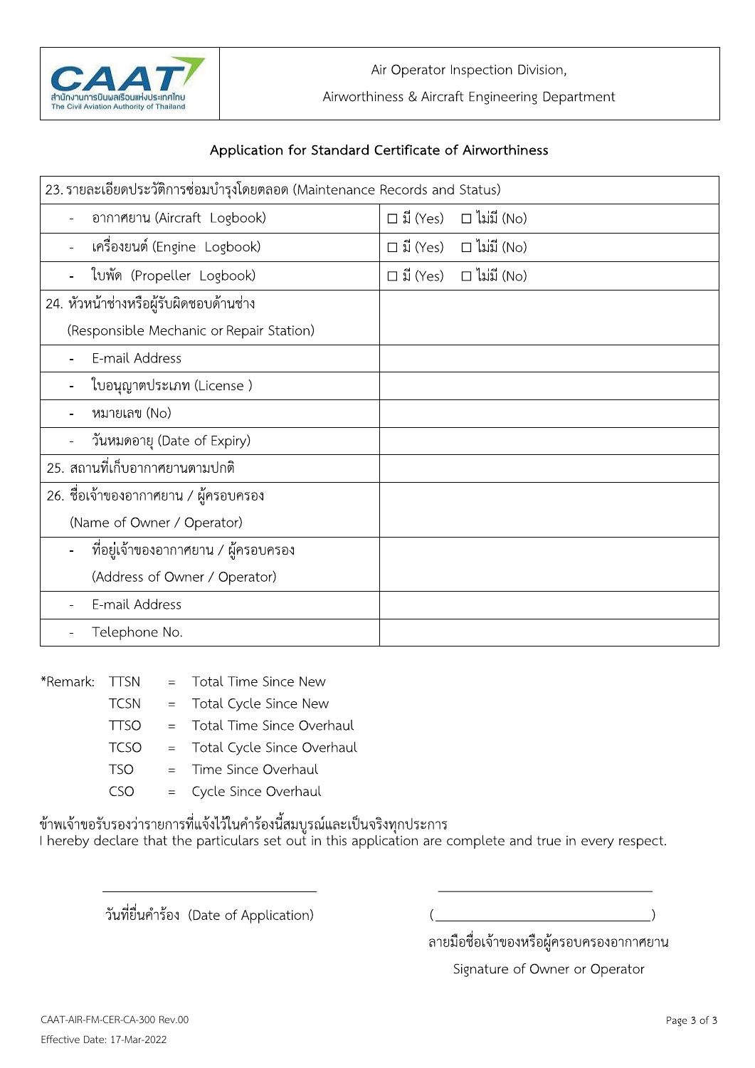Air Operator Inspection Division,

Airworthiness & Aircraft Engineering Department

## Application for Standard Certificate of Airworthiness

| | |
|---|---|
| 23. รายละเอียดประวัติการซ่อมบำรุงโดยตลอด (Maintenance Records and Status) | |
| - อากาศยาน (Aircraft Logbook) | ☐ มี (Yes) ☐ ไม่มี (No) |
| - เครื่องยนต์ (Engine Logbook) | ☐ มี (Yes) ☐ ไม่มี (No) |
| - ใบพัด (Propeller Logbook) | ☐ มี (Yes) ☐ ไม่มี (No) |
| 24. หัวหน้าช่างหรือผู้รับผิดชอบด้านช่าง (Responsible Mechanic or Repair Station) | |
| - E-mail Address | |
| - ใบอนุญาตประเภท (License ) | |
| - หมายเลข (No) | |
| - วันหมดอายุ (Date of Expiry) | |
| 25. สถานที่เก็บอากาศยานตามปกติ | |
| 26. ชื่อเจ้าของอากาศยาน / ผู้ครอบครอง (Name of Owner / Operator) | |
| - ที่อยู่เจ้าของอากาศยาน / ผู้ครอบครอง (Address of Owner / Operator) | |
| - E-mail Address | |
| - Telephone No. | |

*Remark:
TTSN = Total Time Since New
TCSN = Total Cycle Since New
TTSO = Total Time Since Overhaul
TCSO = Total Cycle Since Overhaul
TSO = Time Since Overhaul
CSO = Cycle Since Overhaul

ข้าพเจ้าขอรับรองว่ารายการที่แจ้งไว้ในคำร้องนี้สมบูรณ์และเป็นจริงทุกประการ
I hereby declare that the particulars set out in this application are complete and true in every respect.

______________________________
วันที่ยื่นคำร้อง (Date of Application)

______________________________
(______________________________)
ลายมือชื่อเจ้าของหรือผู้ครอบครองอากาศยาน
Signature of Owner or Operator

CAAT-AIR-FM-CER-CA-300 Rev.00
Effective Date: 17-Mar-2022